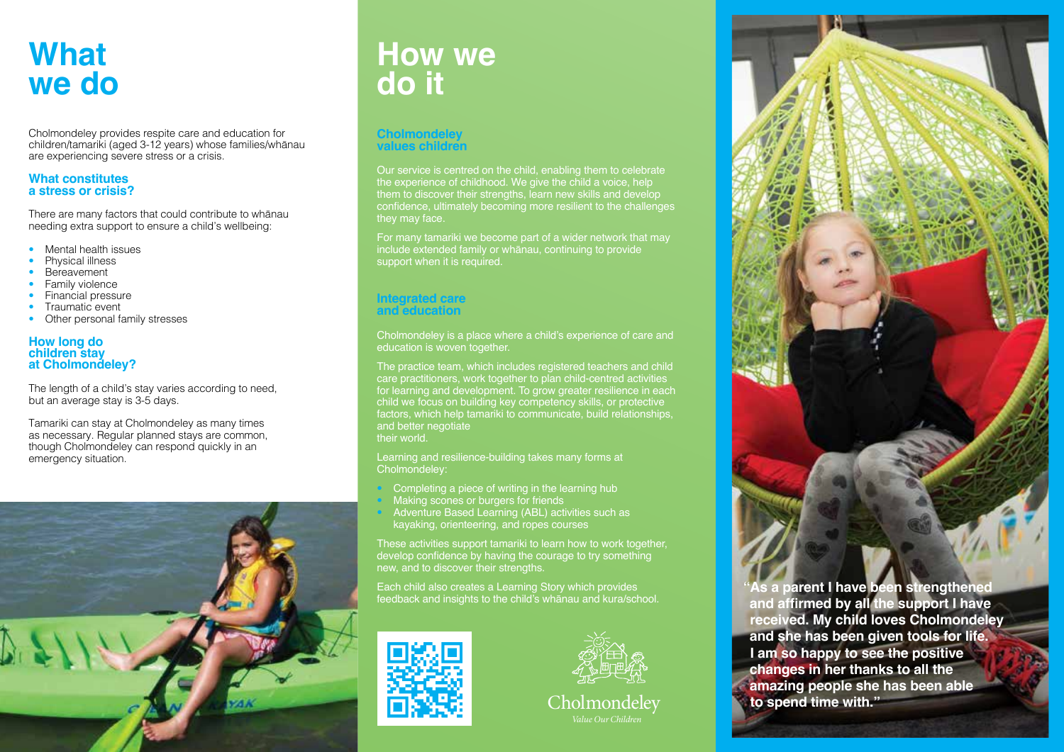# What we do

Cholmondeley provides respite care and education for children/tamariki (aged 3-12 years) whose families/whānau are experiencing severe stress or a crisis.

## What constitutes a stress or crisis?

There are many factors that could contribute to whānau needing extra support to ensure a child's wellbeing:

- Mental health issues
- Physical illness
- Bereavement
- Family violence
- Financial pressure
- Traumatic event
- Other personal family stresses

## How long do children stay at Cholmondeley?

The length of a child's stay varies according to need, but an average stay is 3-5 days.

Tamariki can stay at Cholmondeley as many times as necessary. Regular planned stays are common, though Cholmondeley can respond quickly in an emergency situation.

# How we do it

## Cholmondeley values children

Our service is centred on the child, enabling them to celebrate the experience of childhood. We give the child a voice, help them to discover their strengths, learn new skills and develop confidence, ultimately becoming more resilient to the challenges they may face.

For many tamariki we become part of a wider network that may include extended family or whānau, continuing to provide support when it is required.

## Integrated care and education

Cholmondeley is a place where a child's experience of care and education is woven together.

The practice team, which includes registered teachers and child care practitioners, work together to plan child-centred activities for learning and development. To grow greater resilience in each child we focus on building key competency skills, or protective factors, which help tamariki to communicate, build relationships, and better negotiate their world.

Learning and resilience-building takes many forms at Cholmondeley:

- Completing a piece of writing in the learning hub
- Making scones or burgers for friends
- Adventure Based Learning (ABL) activities such as kayaking, orienteering, and ropes courses

These activities support tamariki to learn how to work together, develop confidence by having the courage to try something new, and to discover their strengths.

Each child also creates a Learning Story which provides feedback and insights to the child's whānau and kura/school.

Cholmondeley

*Value Our Children*

**"As a parent I have been strengthened and affirmed by all the support I have received. My child loves Cholmondeley and she has been given tools for life. I am so happy to see the positive changes in her thanks to all the amazing people she has been able to spend time with."**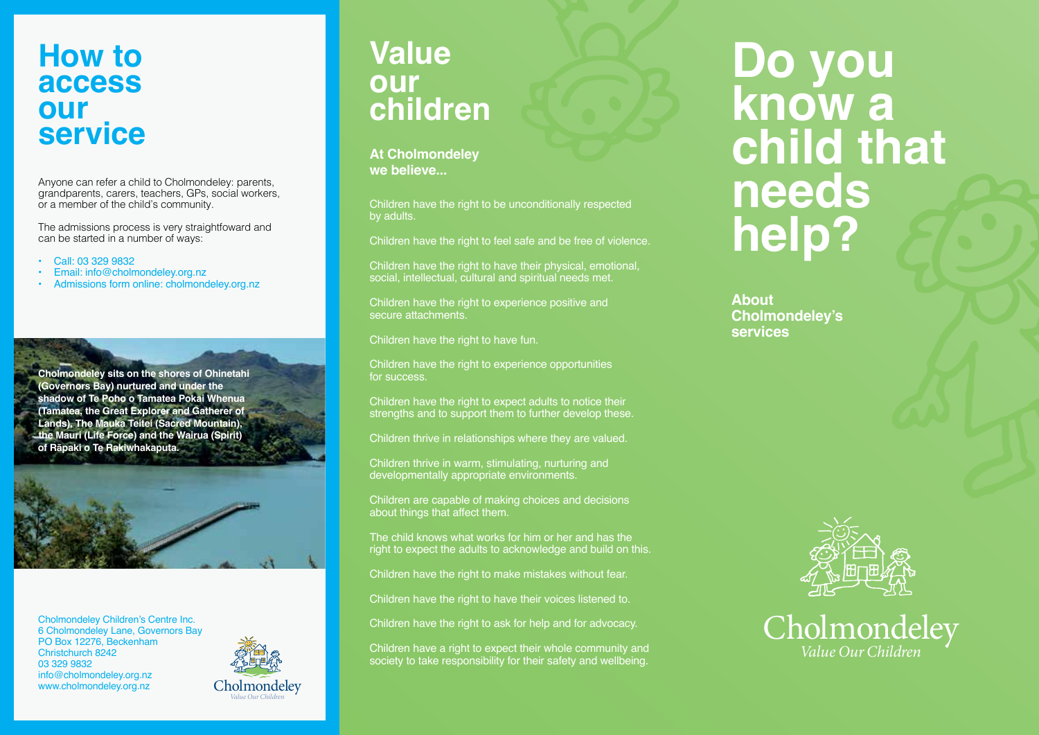# How to access our service

Anyone can refer a child to Cholmondeley: parents, grandparents, carers, teachers, GPs, social workers, or a member of the child's community.

The admissions process is very straightfoward and can be started in a number of ways:

- Call: 03 329 9832
- Email: info@cholmondeley.org.nz
- Admissions form online: cholmondeley.org.nz

**Cholmondeley sits on the shores of Ohinetahi (Governors Bay) nurtured and under the shadow of Te Poho o Tamatea Pokai Whenua (Tamatea, the Great Explorer and Gatherer of Lands). The Mauka Teitei (Sacred Mountain), the Mauri (Life Force) and the Wairua (Spirit) of Rāpaki o Te Rakiwhakaputa.**

Cholmondeley Children's Centre Inc.
6 Cholmondeley Lane, Governors Bay
PO Box 12276, Beckenham
Christchurch 8242
03 329 9832
info@cholmondeley.org.nz
www.cholmondeley.org.nz

Cholmondeley
*Value Our Children*

# Value our children

**At Cholmondeley we believe...**

Children have the right to be unconditionally respected by adults.

Children have the right to feel safe and be free of violence.

Children have the right to have their physical, emotional, social, intellectual, cultural and spiritual needs met.

Children have the right to experience positive and secure attachments.

Children have the right to have fun.

Children have the right to experience opportunities for success.

Children have the right to expect adults to notice their strengths and to support them to further develop these.

Children thrive in relationships where they are valued.

Children thrive in warm, stimulating, nurturing and developmentally appropriate environments.

Children are capable of making choices and decisions about things that affect them.

The child knows what works for him or her and has the right to expect the adults to acknowledge and build on this.

Children have the right to make mistakes without fear.

Children have the right to have their voices listened to.

Children have the right to ask for help and for advocacy.

Children have a right to expect their whole community and society to take responsibility for their safety and wellbeing.

# Do you know a child that needs help?

**About Cholmondeley's services**

Cholmondeley
*Value Our Children*